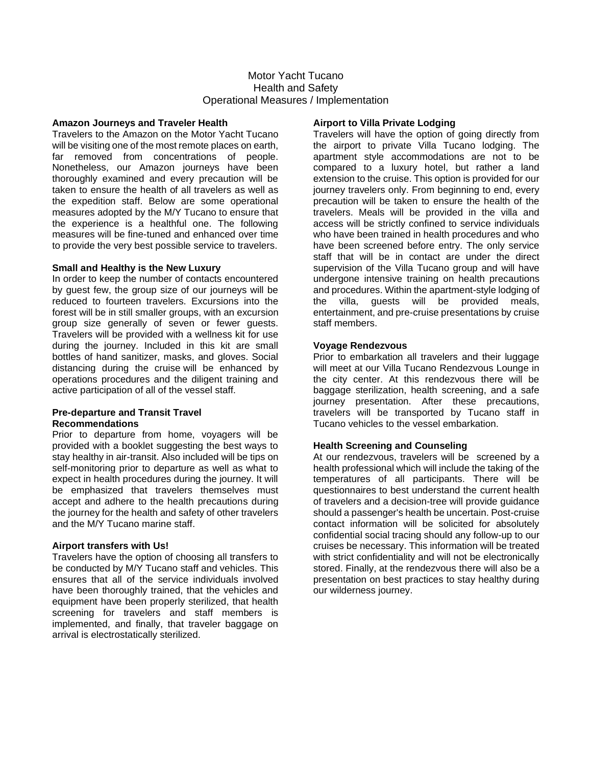# Motor Yacht Tucano
## Health and Safety
## Operational Measures / Implementation

**Amazon Journeys and Traveler Health**

Travelers to the Amazon on the Motor Yacht Tucano will be visiting one of the most remote places on earth, far removed from concentrations of people. Nonetheless, our Amazon journeys have been thoroughly examined and every precaution will be taken to ensure the health of all travelers as well as the expedition staff. Below are some operational measures adopted by the M/Y Tucano to ensure that the experience is a healthful one. The following measures will be fine-tuned and enhanced over time to provide the very best possible service to travelers.

**Small and Healthy is the New Luxury**

In order to keep the number of contacts encountered by guest few, the group size of our journeys will be reduced to fourteen travelers. Excursions into the forest will be in still smaller groups, with an excursion group size generally of seven or fewer guests. Travelers will be provided with a wellness kit for use during the journey. Included in this kit are small bottles of hand sanitizer, masks, and gloves. Social distancing during the cruise will be enhanced by operations procedures and the diligent training and active participation of all of the vessel staff.

**Pre-departure and Transit Travel Recommendations**

Prior to departure from home, voyagers will be provided with a booklet suggesting the best ways to stay healthy in air-transit. Also included will be tips on self-monitoring prior to departure as well as what to expect in health procedures during the journey. It will be emphasized that travelers themselves must accept and adhere to the health precautions during the journey for the health and safety of other travelers and the M/Y Tucano marine staff.

**Airport transfers with Us!**

Travelers have the option of choosing all transfers to be conducted by M/Y Tucano staff and vehicles. This ensures that all of the service individuals involved have been thoroughly trained, that the vehicles and equipment have been properly sterilized, that health screening for travelers and staff members is implemented, and finally, that traveler baggage on arrival is electrostatically sterilized.

**Airport to Villa Private Lodging**

Travelers will have the option of going directly from the airport to private Villa Tucano lodging. The apartment style accommodations are not to be compared to a luxury hotel, but rather a land extension to the cruise. This option is provided for our journey travelers only. From beginning to end, every precaution will be taken to ensure the health of the travelers. Meals will be provided in the villa and access will be strictly confined to service individuals who have been trained in health procedures and who have been screened before entry. The only service staff that will be in contact are under the direct supervision of the Villa Tucano group and will have undergone intensive training on health precautions and procedures. Within the apartment-style lodging of the villa, guests will be provided meals, entertainment, and pre-cruise presentations by cruise staff members.

**Voyage Rendezvous**

Prior to embarkation all travelers and their luggage will meet at our Villa Tucano Rendezvous Lounge in the city center. At this rendezvous there will be baggage sterilization, health screening, and a safe journey presentation. After these precautions, travelers will be transported by Tucano staff in Tucano vehicles to the vessel embarkation.

**Health Screening and Counseling**

At our rendezvous, travelers will be screened by a health professional which will include the taking of the temperatures of all participants. There will be questionnaires to best understand the current health of travelers and a decision-tree will provide guidance should a passenger's health be uncertain. Post-cruise contact information will be solicited for absolutely confidential social tracing should any follow-up to our cruises be necessary. This information will be treated with strict confidentiality and will not be electronically stored. Finally, at the rendezvous there will also be a presentation on best practices to stay healthy during our wilderness journey.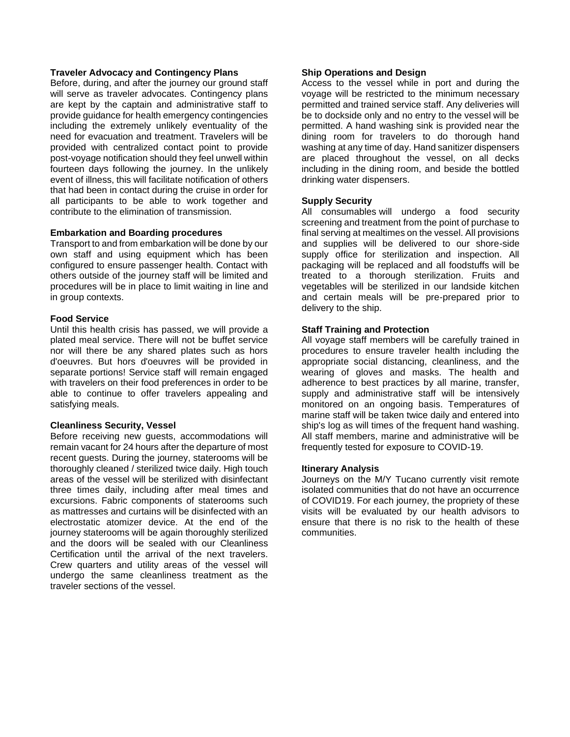**Traveler Advocacy and Contingency Plans**

Before, during, and after the journey our ground staff will serve as traveler advocates. Contingency plans are kept by the captain and administrative staff to provide guidance for health emergency contingencies including the extremely unlikely eventuality of the need for evacuation and treatment. Travelers will be provided with centralized contact point to provide post-voyage notification should they feel unwell within fourteen days following the journey. In the unlikely event of illness, this will facilitate notification of others that had been in contact during the cruise in order for all participants to be able to work together and contribute to the elimination of transmission.

**Embarkation and Boarding procedures**

Transport to and from embarkation will be done by our own staff and using equipment which has been configured to ensure passenger health. Contact with others outside of the journey staff will be limited and procedures will be in place to limit waiting in line and in group contexts.

**Food Service**

Until this health crisis has passed, we will provide a plated meal service. There will not be buffet service nor will there be any shared plates such as hors d'oeuvres. But hors d'oeuvres will be provided in separate portions! Service staff will remain engaged with travelers on their food preferences in order to be able to continue to offer travelers appealing and satisfying meals.

**Cleanliness Security, Vessel**

Before receiving new guests, accommodations will remain vacant for 24 hours after the departure of most recent guests. During the journey, staterooms will be thoroughly cleaned / sterilized twice daily. High touch areas of the vessel will be sterilized with disinfectant three times daily, including after meal times and excursions. Fabric components of staterooms such as mattresses and curtains will be disinfected with an electrostatic atomizer device. At the end of the journey staterooms will be again thoroughly sterilized and the doors will be sealed with our Cleanliness Certification until the arrival of the next travelers. Crew quarters and utility areas of the vessel will undergo the same cleanliness treatment as the traveler sections of the vessel.

**Ship Operations and Design**

Access to the vessel while in port and during the voyage will be restricted to the minimum necessary permitted and trained service staff. Any deliveries will be to dockside only and no entry to the vessel will be permitted. A hand washing sink is provided near the dining room for travelers to do thorough hand washing at any time of day. Hand sanitizer dispensers are placed throughout the vessel, on all decks including in the dining room, and beside the bottled drinking water dispensers.

**Supply Security**

All consumables will undergo a food security screening and treatment from the point of purchase to final serving at mealtimes on the vessel. All provisions and supplies will be delivered to our shore-side supply office for sterilization and inspection. All packaging will be replaced and all foodstuffs will be treated to a thorough sterilization. Fruits and vegetables will be sterilized in our landside kitchen and certain meals will be pre-prepared prior to delivery to the ship.

**Staff Training and Protection**

All voyage staff members will be carefully trained in procedures to ensure traveler health including the appropriate social distancing, cleanliness, and the wearing of gloves and masks. The health and adherence to best practices by all marine, transfer, supply and administrative staff will be intensively monitored on an ongoing basis. Temperatures of marine staff will be taken twice daily and entered into ship's log as will times of the frequent hand washing. All staff members, marine and administrative will be frequently tested for exposure to COVID-19.

**Itinerary Analysis**

Journeys on the M/Y Tucano currently visit remote isolated communities that do not have an occurrence of COVID19. For each journey, the propriety of these visits will be evaluated by our health advisors to ensure that there is no risk to the health of these communities.